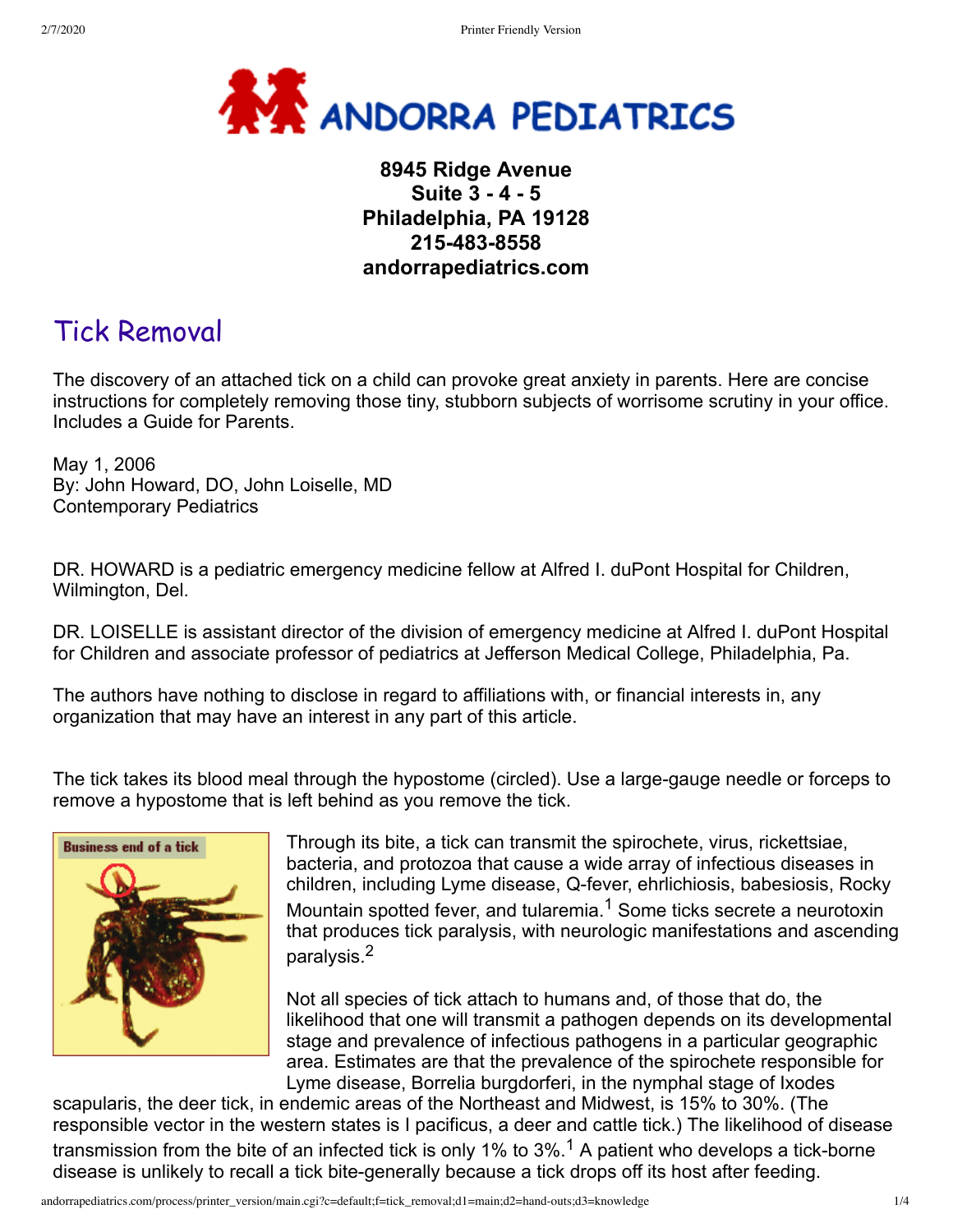# ANDORRA PEDIATRICS

**8945 Ridge Avenue**
**Suite 3 - 4 - 5**
**Philadelphia, PA 19128**
**215-483-8558**
**andorrapediatrics.com**

## Tick Removal

The discovery of an attached tick on a child can provoke great anxiety in parents. Here are concise instructions for completely removing those tiny, stubborn subjects of worrisome scrutiny in your office. Includes a Guide for Parents.

May 1, 2006
By: John Howard, DO, John Loiselle, MD
Contemporary Pediatrics

DR. HOWARD is a pediatric emergency medicine fellow at Alfred I. duPont Hospital for Children, Wilmington, Del.

DR. LOISELLE is assistant director of the division of emergency medicine at Alfred I. duPont Hospital for Children and associate professor of pediatrics at Jefferson Medical College, Philadelphia, Pa.

The authors have nothing to disclose in regard to affiliations with, or financial interests in, any organization that may have an interest in any part of this article.

The tick takes its blood meal through the hypostome (circled). Use a large-gauge needle or forceps to remove a hypostome that is left behind as you remove the tick.

Business end of a tick

Through its bite, a tick can transmit the spirochete, virus, rickettsiae, bacteria, and protozoa that cause a wide array of infectious diseases in children, including Lyme disease, Q-fever, ehrlichiosis, babesiosis, Rocky Mountain spotted fever, and tularemia.[1] Some ticks secrete a neurotoxin that produces tick paralysis, with neurologic manifestations and ascending paralysis.[2]

Not all species of tick attach to humans and, of those that do, the likelihood that one will transmit a pathogen depends on its developmental stage and prevalence of infectious pathogens in a particular geographic area. Estimates are that the prevalence of the spirochete responsible for Lyme disease, Borrelia burgdorferi, in the nymphal stage of Ixodes scapularis, the deer tick, in endemic areas of the Northeast and Midwest, is 15% to 30%. (The responsible vector in the western states is I pacificus, a deer and cattle tick.) The likelihood of disease transmission from the bite of an infected tick is only 1% to 3%.[1] A patient who develops a tick-borne disease is unlikely to recall a tick bite-generally because a tick drops off its host after feeding.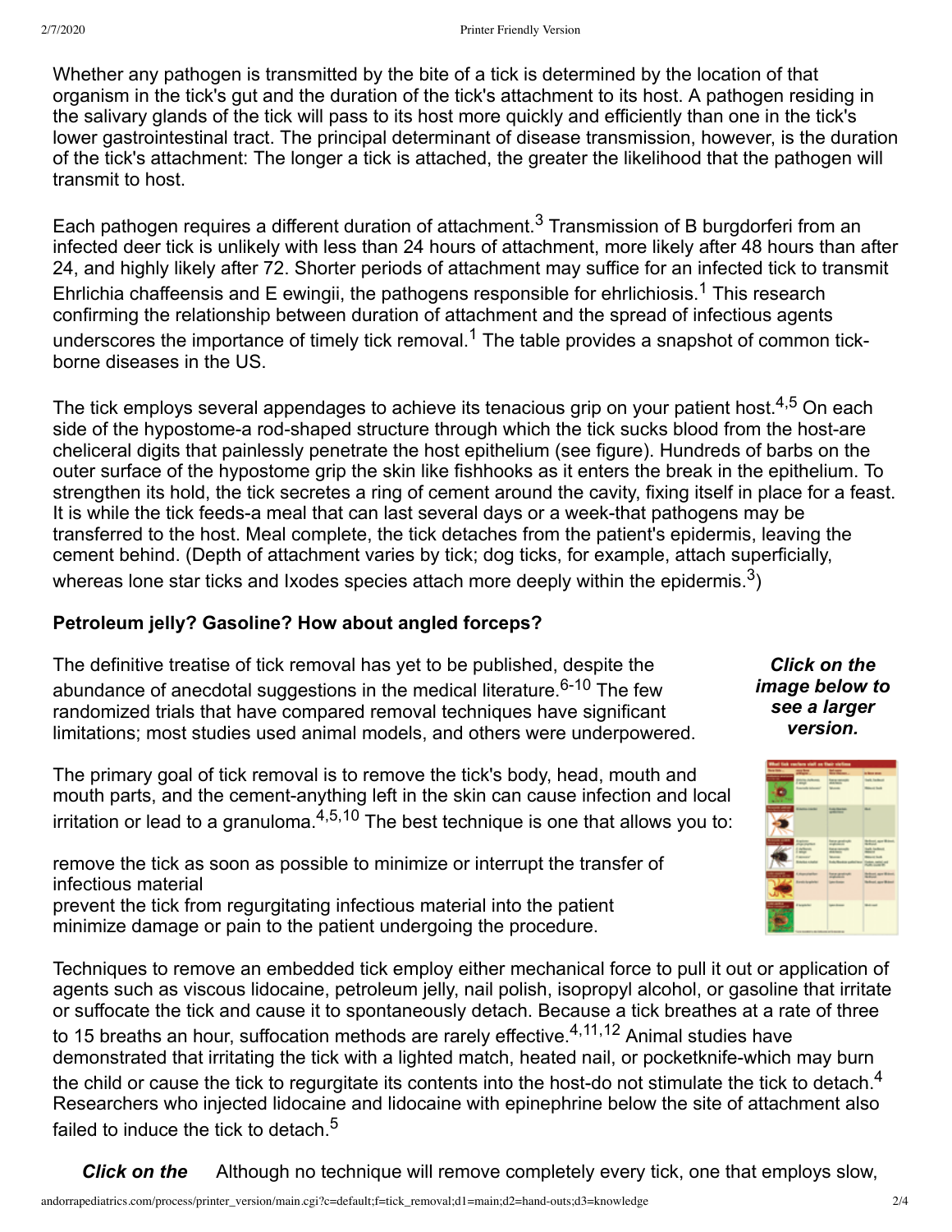Whether any pathogen is transmitted by the bite of a tick is determined by the location of that organism in the tick's gut and the duration of the tick's attachment to its host. A pathogen residing in the salivary glands of the tick will pass to its host more quickly and efficiently than one in the tick's lower gastrointestinal tract. The principal determinant of disease transmission, however, is the duration of the tick's attachment: The longer a tick is attached, the greater the likelihood that the pathogen will transmit to host.

Each pathogen requires a different duration of attachment.[3] Transmission of B burgdorferi from an infected deer tick is unlikely with less than 24 hours of attachment, more likely after 48 hours than after 24, and highly likely after 72. Shorter periods of attachment may suffice for an infected tick to transmit Ehrlichia chaffeensis and E ewingii, the pathogens responsible for ehrlichiosis.[1] This research confirming the relationship between duration of attachment and the spread of infectious agents underscores the importance of timely tick removal.[1] The table provides a snapshot of common tick-borne diseases in the US.

The tick employs several appendages to achieve its tenacious grip on your patient host.[4,5] On each side of the hypostome-a rod-shaped structure through which the tick sucks blood from the host-are cheliceral digits that painlessly penetrate the host epithelium (see figure). Hundreds of barbs on the outer surface of the hypostome grip the skin like fishhooks as it enters the break in the epithelium. To strengthen its hold, the tick secretes a ring of cement around the cavity, fixing itself in place for a feast. It is while the tick feeds-a meal that can last several days or a week-that pathogens may be transferred to the host. Meal complete, the tick detaches from the patient's epidermis, leaving the cement behind. (Depth of attachment varies by tick; dog ticks, for example, attach superficially, whereas lone star ticks and Ixodes species attach more deeply within the epidermis.[3])

### Petroleum jelly? Gasoline? How about angled forceps?

***Click on the image below to see a larger version.***

The definitive treatise of tick removal has yet to be published, despite the abundance of anecdotal suggestions in the medical literature.[6-10] The few randomized trials that have compared removal techniques have significant limitations; most studies used animal models, and others were underpowered.

The primary goal of tick removal is to remove the tick's body, head, mouth and mouth parts, and the cement-anything left in the skin can cause infection and local irritation or lead to a granuloma.[4,5,10] The best technique is one that allows you to:

remove the tick as soon as possible to minimize or interrupt the transfer of infectious material
prevent the tick from regurgitating infectious material into the patient
minimize damage or pain to the patient undergoing the procedure.

Techniques to remove an embedded tick employ either mechanical force to pull it out or application of agents such as viscous lidocaine, petroleum jelly, nail polish, isopropyl alcohol, or gasoline that irritate or suffocate the tick and cause it to spontaneously detach. Because a tick breathes at a rate of three to 15 breaths an hour, suffocation methods are rarely effective.[4,11,12] Animal studies have demonstrated that irritating the tick with a lighted match, heated nail, or pocketknife-which may burn the child or cause the tick to regurgitate its contents into the host-do not stimulate the tick to detach.[4] Researchers who injected lidocaine and lidocaine with epinephrine below the site of attachment also failed to induce the tick to detach.[5]

***Click on the***

Although no technique will remove completely every tick, one that employs slow,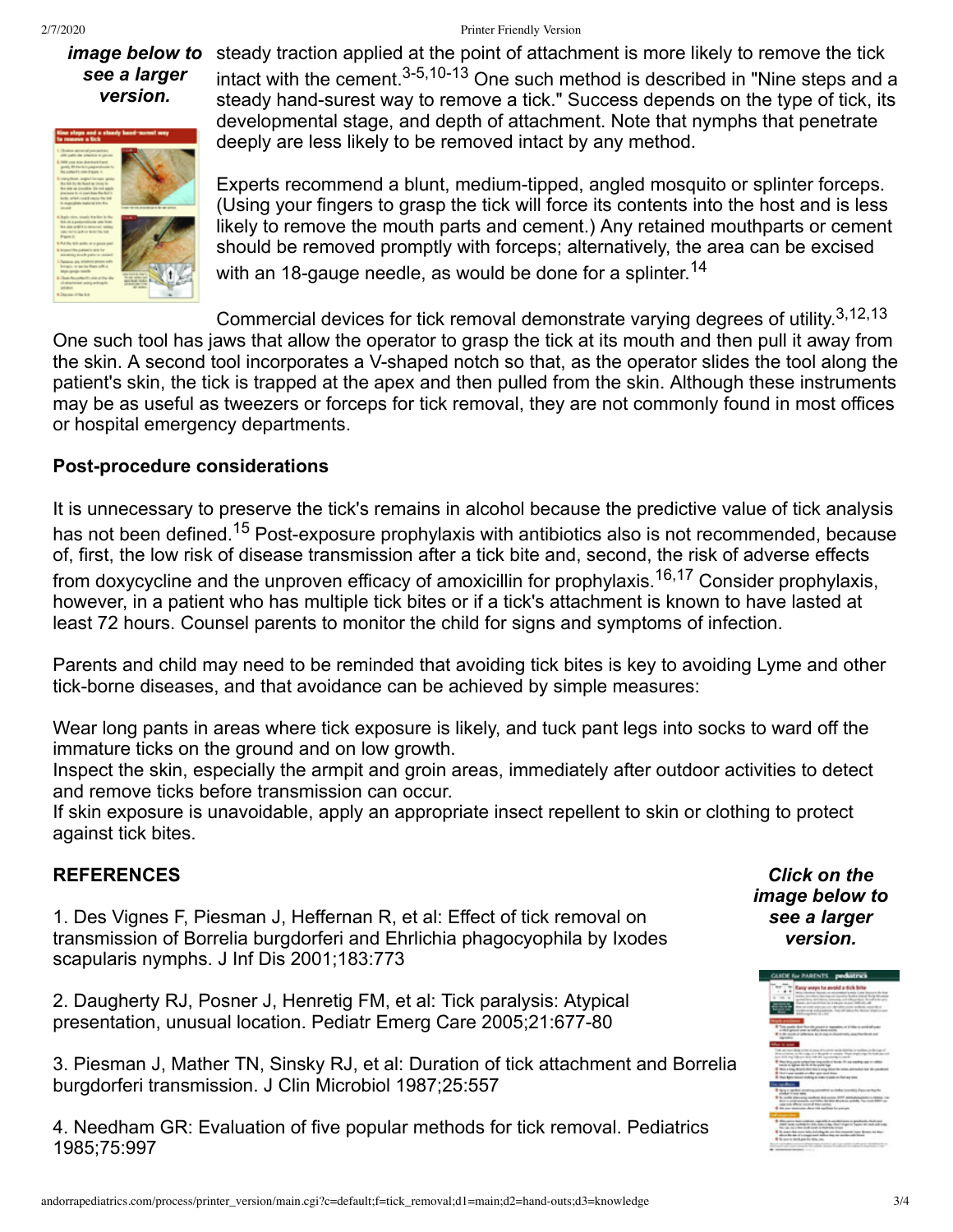*image below to see a larger version.*

steady traction applied at the point of attachment is more likely to remove the tick intact with the cement.[3-5,10-13] One such method is described in "Nine steps and a steady hand-surest way to remove a tick." Success depends on the type of tick, its developmental stage, and depth of attachment. Note that nymphs that penetrate deeply are less likely to be removed intact by any method.

Experts recommend a blunt, medium-tipped, angled mosquito or splinter forceps. (Using your fingers to grasp the tick will force its contents into the host and is less likely to remove the mouth parts and cement.) Any retained mouthparts or cement should be removed promptly with forceps; alternatively, the area can be excised with an 18-gauge needle, as would be done for a splinter.[14]

Commercial devices for tick removal demonstrate varying degrees of utility.[3,12,13] One such tool has jaws that allow the operator to grasp the tick at its mouth and then pull it away from the skin. A second tool incorporates a V-shaped notch so that, as the operator slides the tool along the patient's skin, the tick is trapped at the apex and then pulled from the skin. Although these instruments may be as useful as tweezers or forceps for tick removal, they are not commonly found in most offices or hospital emergency departments.

**Post-procedure considerations**

It is unnecessary to preserve the tick's remains in alcohol because the predictive value of tick analysis has not been defined.[15] Post-exposure prophylaxis with antibiotics also is not recommended, because of, first, the low risk of disease transmission after a tick bite and, second, the risk of adverse effects from doxycycline and the unproven efficacy of amoxicillin for prophylaxis.[16,17] Consider prophylaxis, however, in a patient who has multiple tick bites or if a tick's attachment is known to have lasted at least 72 hours. Counsel parents to monitor the child for signs and symptoms of infection.

Parents and child may need to be reminded that avoiding tick bites is key to avoiding Lyme and other tick-borne diseases, and that avoidance can be achieved by simple measures:

Wear long pants in areas where tick exposure is likely, and tuck pant legs into socks to ward off the immature ticks on the ground and on low growth.
Inspect the skin, especially the armpit and groin areas, immediately after outdoor activities to detect and remove ticks before transmission can occur.
If skin exposure is unavoidable, apply an appropriate insect repellent to skin or clothing to protect against tick bites.

**REFERENCES**

*Click on the image below to see a larger version.*

1. Des Vignes F, Piesman J, Heffernan R, et al: Effect of tick removal on transmission of Borrelia burgdorferi and Ehrlichia phagocyophila by Ixodes scapularis nymphs. J Inf Dis 2001;183:773

2. Daugherty RJ, Posner J, Henretig FM, et al: Tick paralysis: Atypical presentation, unusual location. Pediatr Emerg Care 2005;21:677-80

3. Piesman J, Mather TN, Sinsky RJ, et al: Duration of tick attachment and Borrelia burgdorferi transmission. J Clin Microbiol 1987;25:557

4. Needham GR: Evaluation of five popular methods for tick removal. Pediatrics 1985;75:997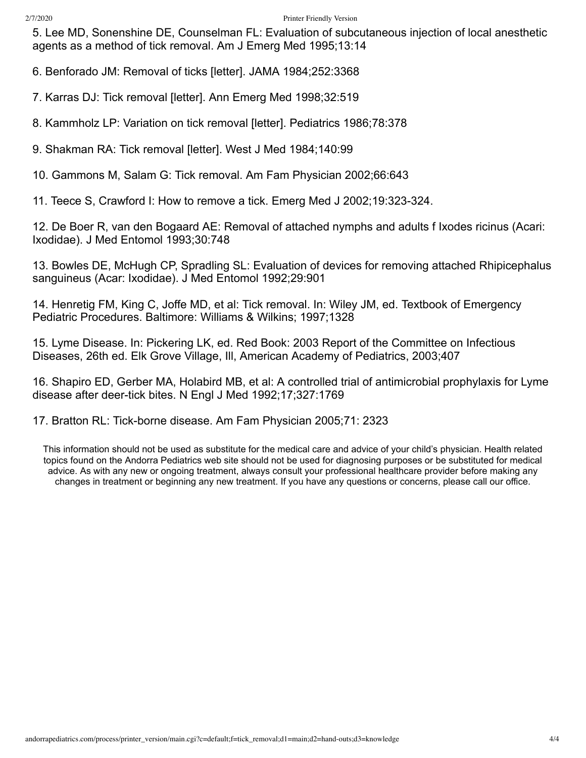5. Lee MD, Sonenshine DE, Counselman FL: Evaluation of subcutaneous injection of local anesthetic agents as a method of tick removal. Am J Emerg Med 1995;13:14

6. Benforado JM: Removal of ticks [letter]. JAMA 1984;252:3368

7. Karras DJ: Tick removal [letter]. Ann Emerg Med 1998;32:519

8. Kammholz LP: Variation on tick removal [letter]. Pediatrics 1986;78:378

9. Shakman RA: Tick removal [letter]. West J Med 1984;140:99

10. Gammons M, Salam G: Tick removal. Am Fam Physician 2002;66:643

11. Teece S, Crawford I: How to remove a tick. Emerg Med J 2002;19:323-324.

12. De Boer R, van den Bogaard AE: Removal of attached nymphs and adults f Ixodes ricinus (Acari: Ixodidae). J Med Entomol 1993;30:748

13. Bowles DE, McHugh CP, Spradling SL: Evaluation of devices for removing attached Rhipicephalus sanguineus (Acar: Ixodidae). J Med Entomol 1992;29:901

14. Henretig FM, King C, Joffe MD, et al: Tick removal. In: Wiley JM, ed. Textbook of Emergency Pediatric Procedures. Baltimore: Williams & Wilkins; 1997;1328

15. Lyme Disease. In: Pickering LK, ed. Red Book: 2003 Report of the Committee on Infectious Diseases, 26th ed. Elk Grove Village, Ill, American Academy of Pediatrics, 2003;407

16. Shapiro ED, Gerber MA, Holabird MB, et al: A controlled trial of antimicrobial prophylaxis for Lyme disease after deer-tick bites. N Engl J Med 1992;17;327:1769

17. Bratton RL: Tick-borne disease. Am Fam Physician 2005;71: 2323

This information should not be used as substitute for the medical care and advice of your child's physician. Health related topics found on the Andorra Pediatrics web site should not be used for diagnosing purposes or be substituted for medical advice. As with any new or ongoing treatment, always consult your professional healthcare provider before making any changes in treatment or beginning any new treatment. If you have any questions or concerns, please call our office.